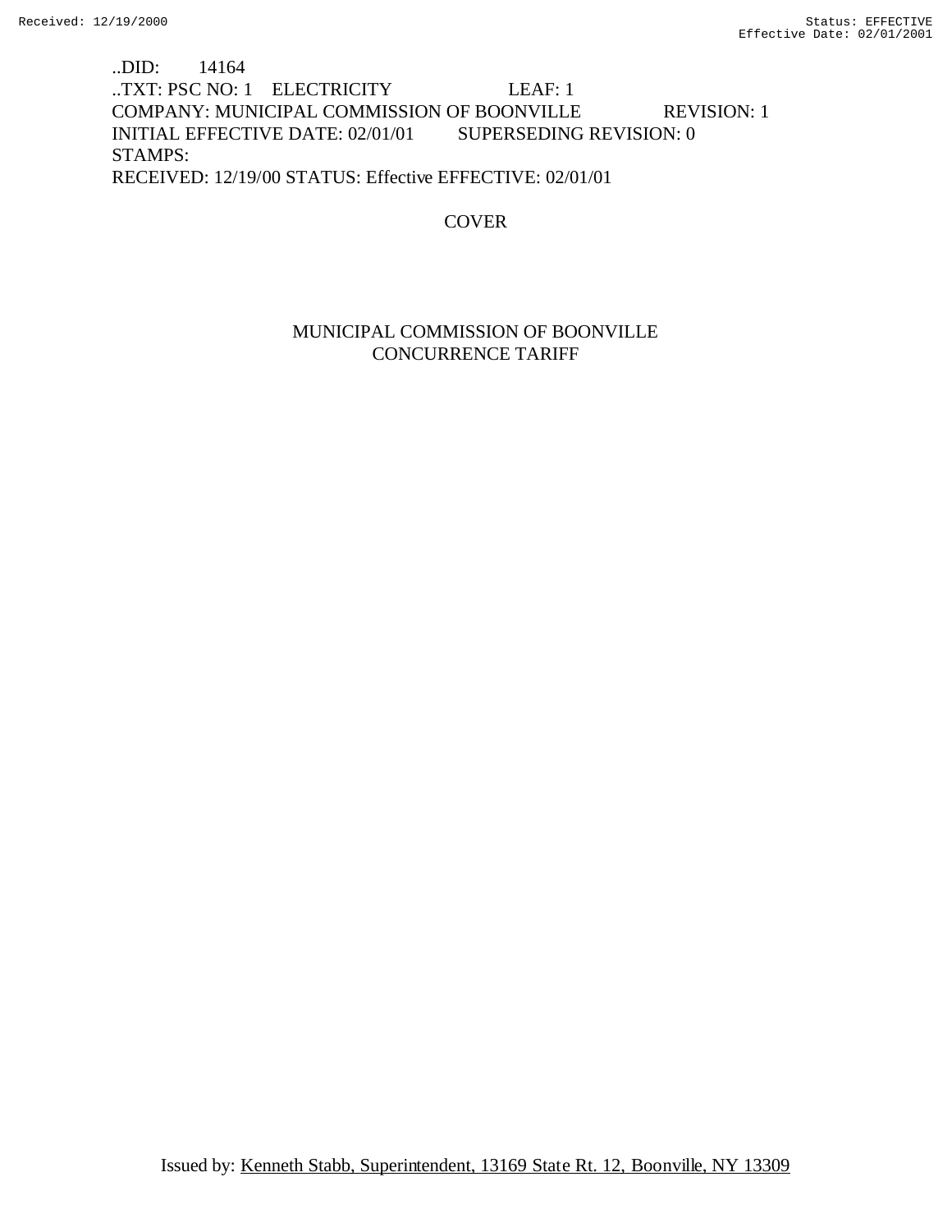..DID: 14164
..TXT: PSC NO: 1 ELECTRICITY LEAF: 1
COMPANY: MUNICIPAL COMMISSION OF BOONVILLE REVISION: 1
INITIAL EFFECTIVE DATE: 02/01/01 SUPERSEDING REVISION: 0
STAMPS:
RECEIVED: 12/19/00 STATUS: Effective EFFECTIVE: 02/01/01

COVER

MUNICIPAL COMMISSION OF BOONVILLE
CONCURRENCE TARIFF

Issued by: Kenneth Stabb, Superintendent, 13169 State Rt. 12, Boonville, NY 13309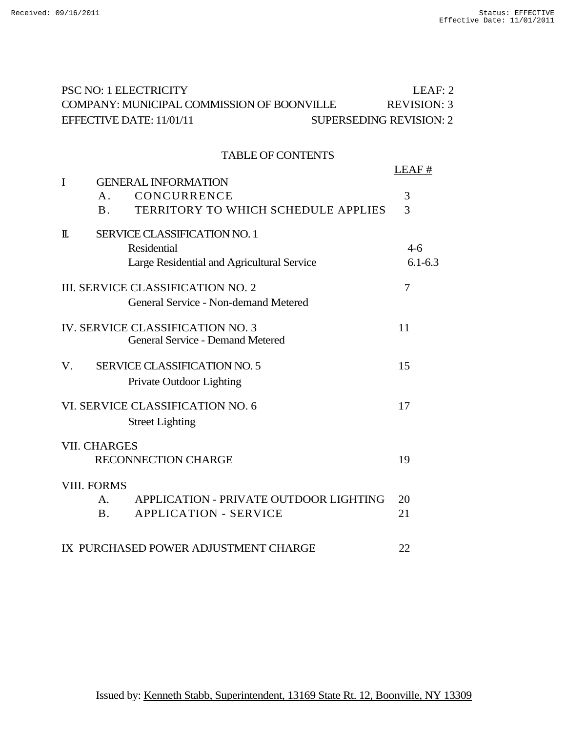PSC NO: 1 ELECTRICITY — LEAF: 2
COMPANY: MUNICIPAL COMMISSION OF BOONVILLE — REVISION: 3
EFFECTIVE DATE: 11/01/11 — SUPERSEDING REVISION: 2

# TABLE OF CONTENTS

| | | LEAF # |
|---|---|---|
| I | GENERAL INFORMATION | |
| | A. CONCURRENCE | 3 |
| | B. TERRITORY TO WHICH SCHEDULE APPLIES | 3 |
| II. | SERVICE CLASSIFICATION NO. 1 | |
| | Residential | 4-6 |
| | Large Residential and Agricultural Service | 6.1-6.3 |
| III. | SERVICE CLASSIFICATION NO. 2 | 7 |
| | General Service - Non-demand Metered | |
| IV. | SERVICE CLASSIFICATION NO. 3 | 11 |
| | General Service - Demand Metered | |
| V. | SERVICE CLASSIFICATION NO. 5 | 15 |
| | Private Outdoor Lighting | |
| VI. | SERVICE CLASSIFICATION NO. 6 | 17 |
| | Street Lighting | |
| VII. | CHARGES | |
| | RECONNECTION CHARGE | 19 |
| VIII. | FORMS | |
| | A. APPLICATION - PRIVATE OUTDOOR LIGHTING | 20 |
| | B. APPLICATION - SERVICE | 21 |
| IX | PURCHASED POWER ADJUSTMENT CHARGE | 22 |

Issued by: Kenneth Stabb, Superintendent, 13169 State Rt. 12, Boonville, NY 13309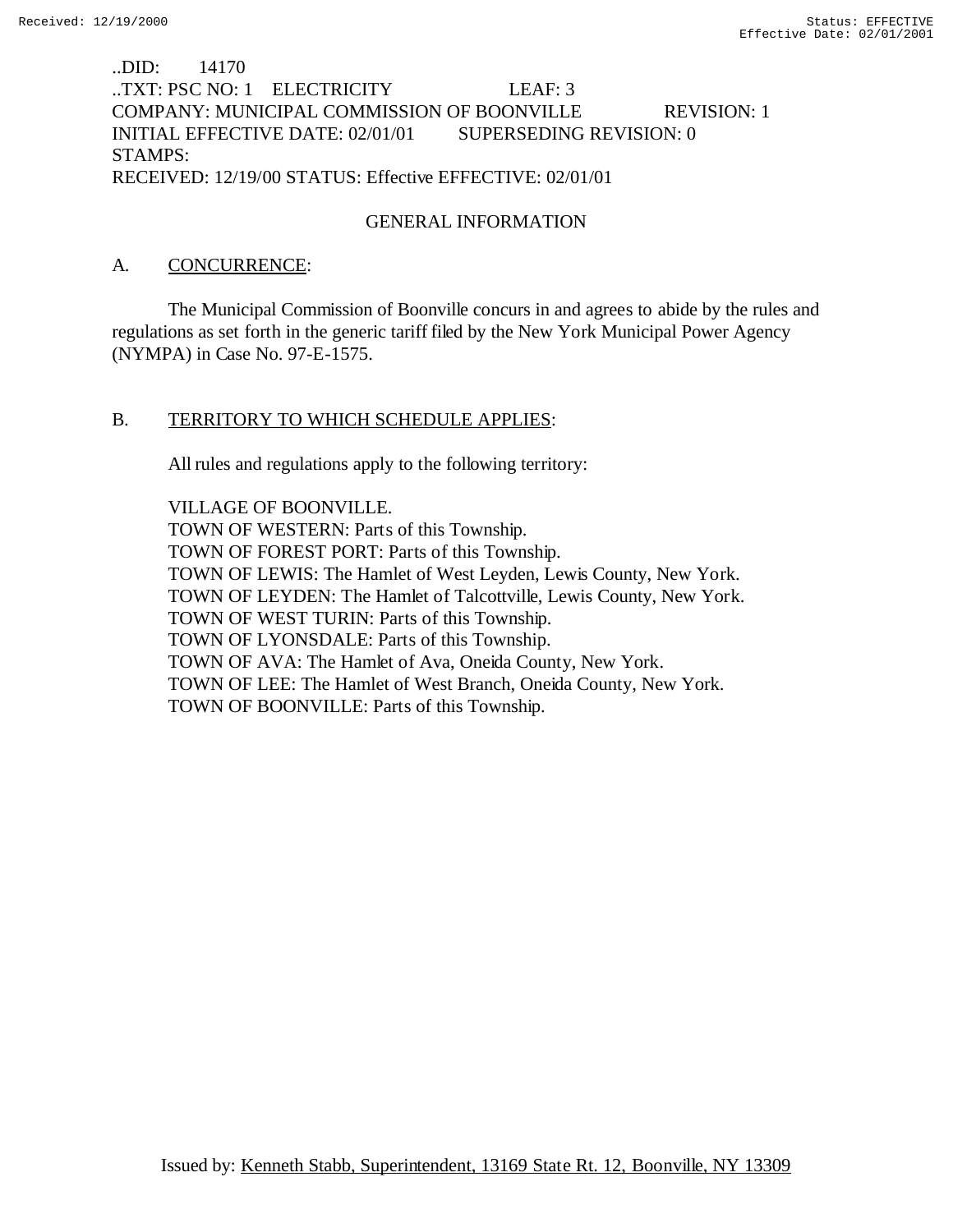..DID: 14170
..TXT: PSC NO: 1 ELECTRICITY LEAF: 3
COMPANY: MUNICIPAL COMMISSION OF BOONVILLE REVISION: 1
INITIAL EFFECTIVE DATE: 02/01/01 SUPERSEDING REVISION: 0
STAMPS:
RECEIVED: 12/19/00 STATUS: Effective EFFECTIVE: 02/01/01

## GENERAL INFORMATION

A. CONCURRENCE:

The Municipal Commission of Boonville concurs in and agrees to abide by the rules and regulations as set forth in the generic tariff filed by the New York Municipal Power Agency (NYMPA) in Case No. 97-E-1575.

B. TERRITORY TO WHICH SCHEDULE APPLIES:

All rules and regulations apply to the following territory:

VILLAGE OF BOONVILLE.
TOWN OF WESTERN: Parts of this Township.
TOWN OF FOREST PORT: Parts of this Township.
TOWN OF LEWIS: The Hamlet of West Leyden, Lewis County, New York.
TOWN OF LEYDEN: The Hamlet of Talcottville, Lewis County, New York.
TOWN OF WEST TURIN: Parts of this Township.
TOWN OF LYONSDALE: Parts of this Township.
TOWN OF AVA: The Hamlet of Ava, Oneida County, New York.
TOWN OF LEE: The Hamlet of West Branch, Oneida County, New York.
TOWN OF BOONVILLE: Parts of this Township.

Issued by: Kenneth Stabb, Superintendent, 13169 State Rt. 12, Boonville, NY 13309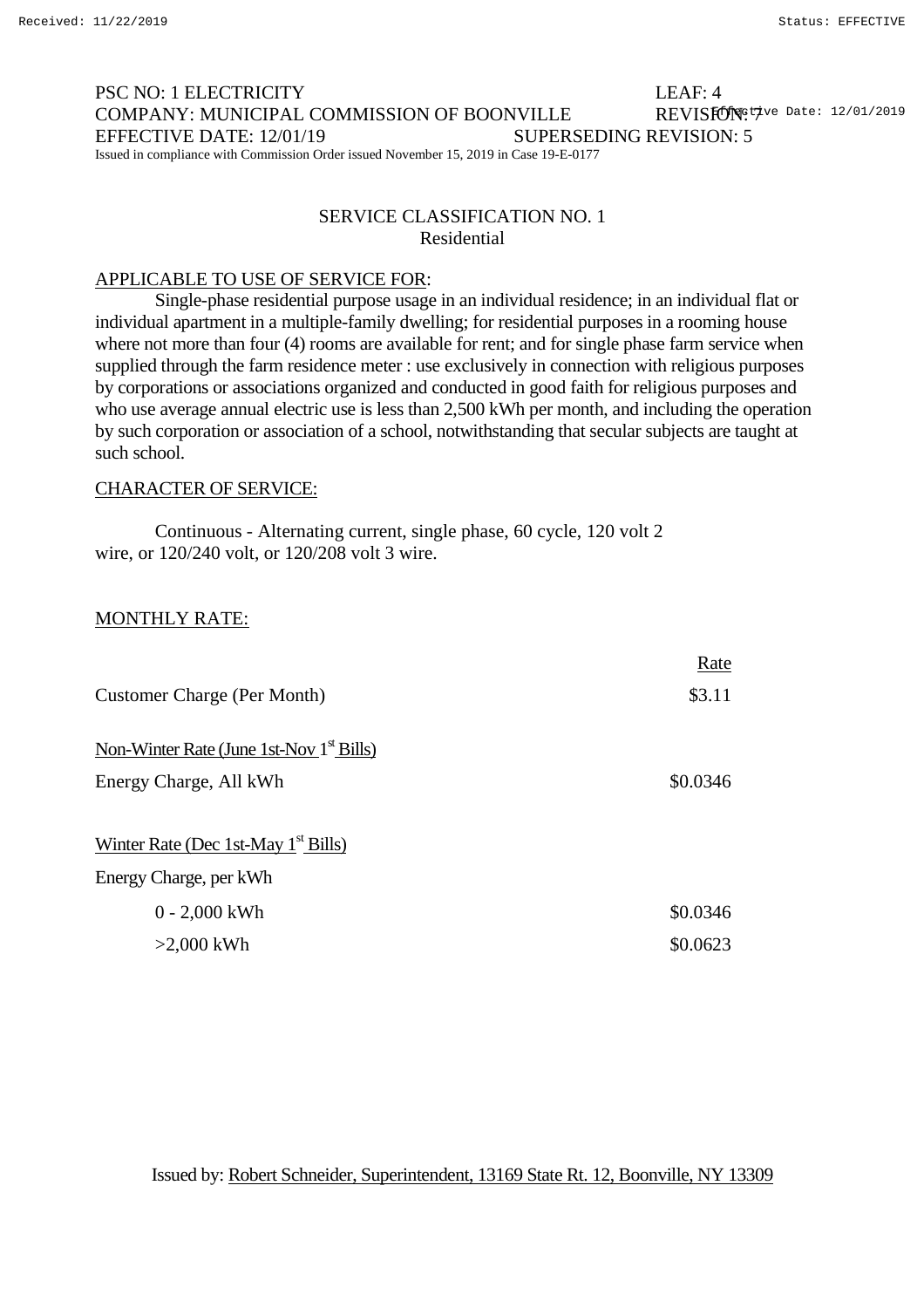PSC NO: 1 ELECTRICITY LEAF: 4
COMPANY: MUNICIPAL COMMISSION OF BOONVILLE REVISION: 7
EFFECTIVE DATE: 12/01/19 SUPERSEDING REVISION: 5
Issued in compliance with Commission Order issued November 15, 2019 in Case 19-E-0177

## SERVICE CLASSIFICATION NO. 1
Residential

APPLICABLE TO USE OF SERVICE FOR:

Single-phase residential purpose usage in an individual residence; in an individual flat or individual apartment in a multiple-family dwelling; for residential purposes in a rooming house where not more than four (4) rooms are available for rent; and for single phase farm service when supplied through the farm residence meter : use exclusively in connection with religious purposes by corporations or associations organized and conducted in good faith for religious purposes and who use average annual electric use is less than 2,500 kWh per month, and including the operation by such corporation or association of a school, notwithstanding that secular subjects are taught at such school.

CHARACTER OF SERVICE:

Continuous - Alternating current, single phase, 60 cycle, 120 volt 2 wire, or 120/240 volt, or 120/208 volt 3 wire.

MONTHLY RATE:

| | Rate |
|---|---|
| Customer Charge (Per Month) | $3.11 |
| Non-Winter Rate (June 1st-Nov 1st Bills) | |
| Energy Charge, All kWh | $0.0346 |
| Winter Rate (Dec 1st-May 1st Bills) | |
| Energy Charge, per kWh | |
| 0 - 2,000 kWh | $0.0346 |
| >2,000 kWh | $0.0623 |

Issued by: Robert Schneider, Superintendent, 13169 State Rt. 12, Boonville, NY 13309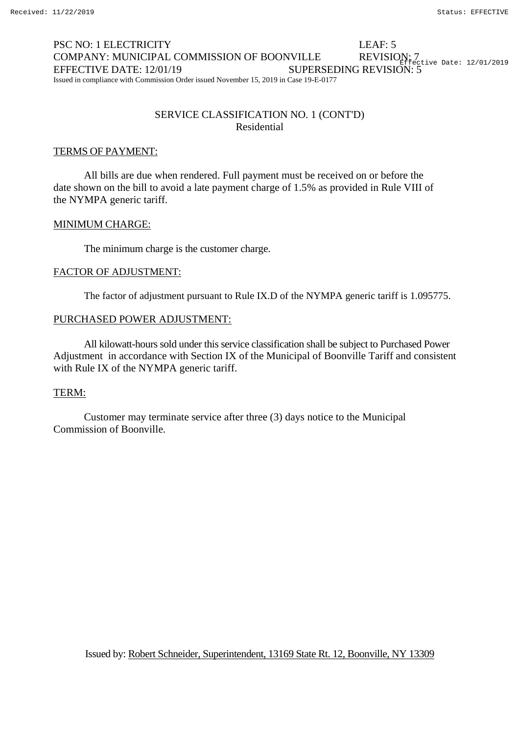PSC NO: 1 ELECTRICITY LEAF: 5
COMPANY: MUNICIPAL COMMISSION OF BOONVILLE REVISION: 7
EFFECTIVE DATE: 12/01/19 SUPERSEDING REVISION: 5
Issued in compliance with Commission Order issued November 15, 2019 in Case 19-E-0177

## SERVICE CLASSIFICATION NO. 1 (CONT'D)
### Residential

TERMS OF PAYMENT:

All bills are due when rendered. Full payment must be received on or before the date shown on the bill to avoid a late payment charge of 1.5% as provided in Rule VIII of the NYMPA generic tariff.

MINIMUM CHARGE:

The minimum charge is the customer charge.

FACTOR OF ADJUSTMENT:

The factor of adjustment pursuant to Rule IX.D of the NYMPA generic tariff is 1.095775.

PURCHASED POWER ADJUSTMENT:

All kilowatt-hours sold under this service classification shall be subject to Purchased Power Adjustment in accordance with Section IX of the Municipal of Boonville Tariff and consistent with Rule IX of the NYMPA generic tariff.

TERM:

Customer may terminate service after three (3) days notice to the Municipal Commission of Boonville.

Issued by: Robert Schneider, Superintendent, 13169 State Rt. 12, Boonville, NY 13309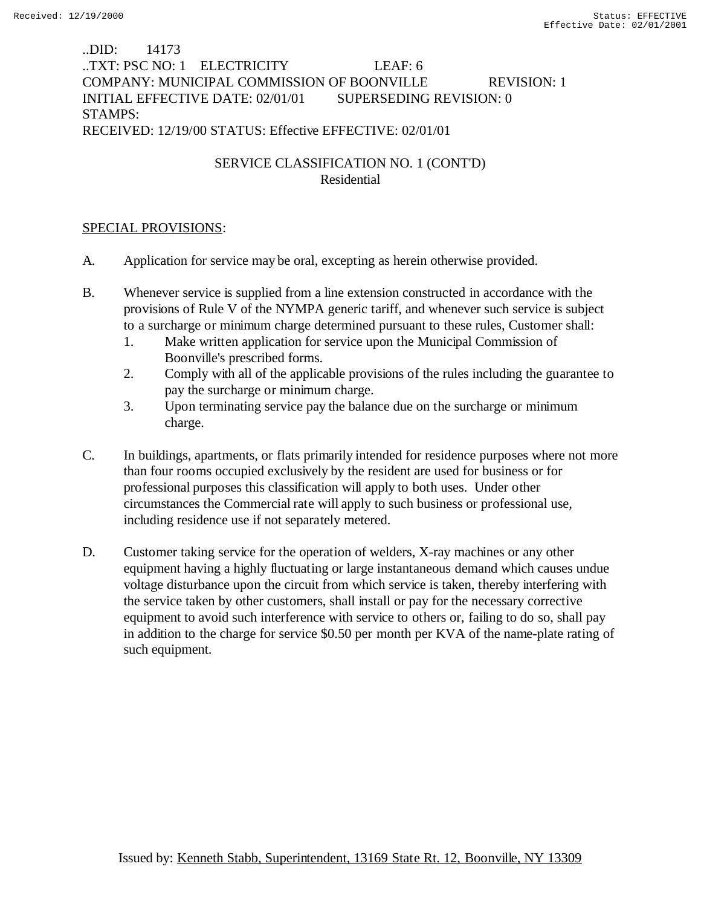..DID: 14173
..TXT: PSC NO: 1 ELECTRICITY LEAF: 6
COMPANY: MUNICIPAL COMMISSION OF BOONVILLE REVISION: 1
INITIAL EFFECTIVE DATE: 02/01/01 SUPERSEDING REVISION: 0
STAMPS:
RECEIVED: 12/19/00 STATUS: Effective EFFECTIVE: 02/01/01

SERVICE CLASSIFICATION NO. 1 (CONT'D)
Residential

SPECIAL PROVISIONS:

A. Application for service may be oral, excepting as herein otherwise provided.

B. Whenever service is supplied from a line extension constructed in accordance with the provisions of Rule V of the NYMPA generic tariff, and whenever such service is subject to a surcharge or minimum charge determined pursuant to these rules, Customer shall:
   1. Make written application for service upon the Municipal Commission of Boonville's prescribed forms.
   2. Comply with all of the applicable provisions of the rules including the guarantee to pay the surcharge or minimum charge.
   3. Upon terminating service pay the balance due on the surcharge or minimum charge.

C. In buildings, apartments, or flats primarily intended for residence purposes where not more than four rooms occupied exclusively by the resident are used for business or for professional purposes this classification will apply to both uses. Under other circumstances the Commercial rate will apply to such business or professional use, including residence use if not separately metered.

D. Customer taking service for the operation of welders, X-ray machines or any other equipment having a highly fluctuating or large instantaneous demand which causes undue voltage disturbance upon the circuit from which service is taken, thereby interfering with the service taken by other customers, shall install or pay for the necessary corrective equipment to avoid such interference with service to others or, failing to do so, shall pay in addition to the charge for service $0.50 per month per KVA of the name-plate rating of such equipment.

Issued by: Kenneth Stabb, Superintendent, 13169 State Rt. 12, Boonville, NY 13309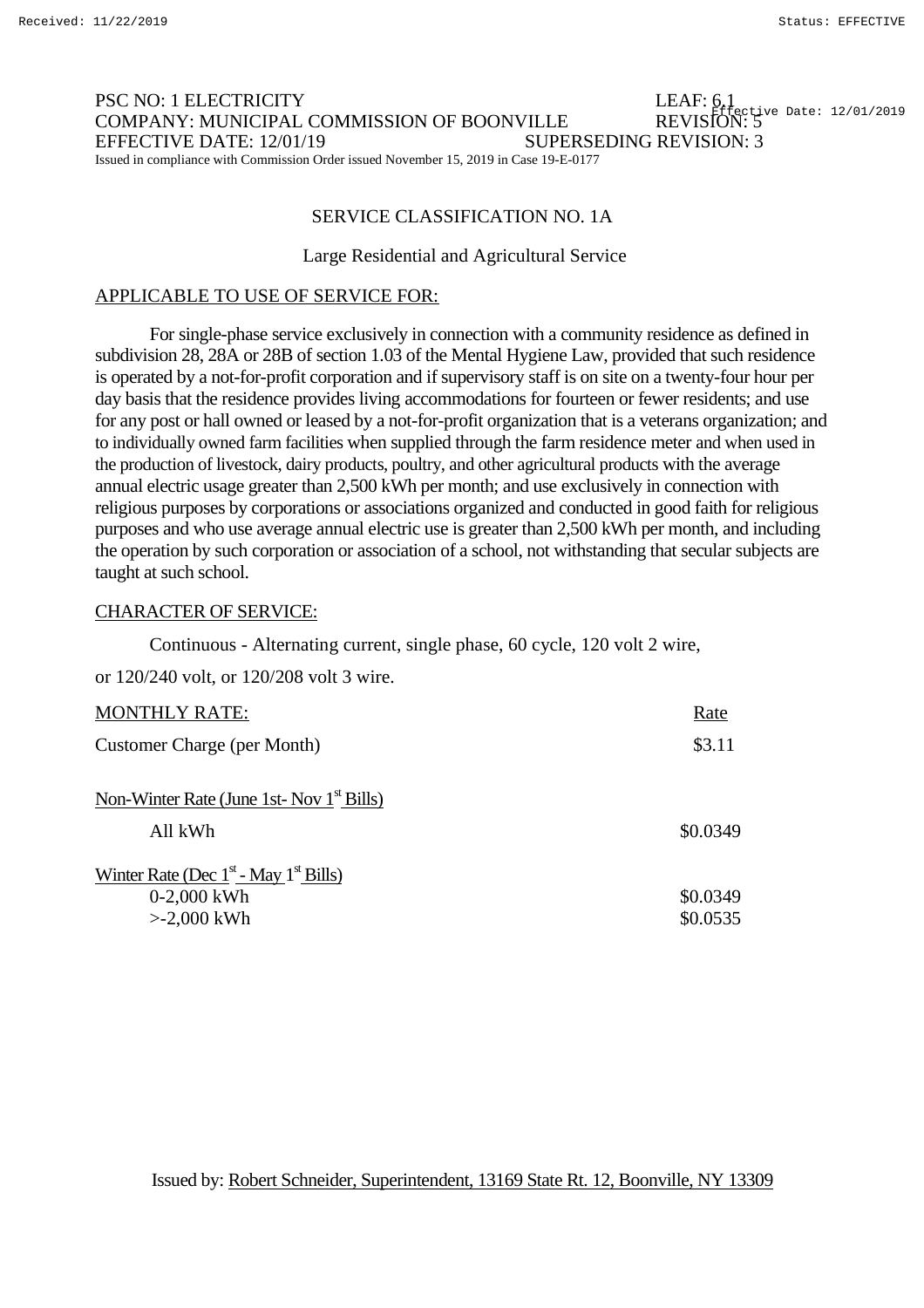PSC NO: 1 ELECTRICITY LEAF: 6.1
COMPANY: MUNICIPAL COMMISSION OF BOONVILLE REVISION: 5
EFFECTIVE DATE: 12/01/19 SUPERSEDING REVISION: 3
Issued in compliance with Commission Order issued November 15, 2019 in Case 19-E-0177

## SERVICE CLASSIFICATION NO. 1A

### Large Residential and Agricultural Service

APPLICABLE TO USE OF SERVICE FOR:

For single-phase service exclusively in connection with a community residence as defined in subdivision 28, 28A or 28B of section 1.03 of the Mental Hygiene Law, provided that such residence is operated by a not-for-profit corporation and if supervisory staff is on site on a twenty-four hour per day basis that the residence provides living accommodations for fourteen or fewer residents; and use for any post or hall owned or leased by a not-for-profit organization that is a veterans organization; and to individually owned farm facilities when supplied through the farm residence meter and when used in the production of livestock, dairy products, poultry, and other agricultural products with the average annual electric usage greater than 2,500 kWh per month; and use exclusively in connection with religious purposes by corporations or associations organized and conducted in good faith for religious purposes and who use average annual electric use is greater than 2,500 kWh per month, and including the operation by such corporation or association of a school, not withstanding that secular subjects are taught at such school.

CHARACTER OF SERVICE:

Continuous - Alternating current, single phase, 60 cycle, 120 volt 2 wire, or 120/240 volt, or 120/208 volt 3 wire.

| MONTHLY RATE: | Rate |
|---|---|
| Customer Charge (per Month) | $3.11 |
| Non-Winter Rate (June 1st- Nov 1st Bills) | |
| All kWh | $0.0349 |
| Winter Rate (Dec 1st - May 1st Bills) | |
| 0-2,000 kWh | $0.0349 |
| >-2,000 kWh | $0.0535 |

Issued by: Robert Schneider, Superintendent, 13169 State Rt. 12, Boonville, NY 13309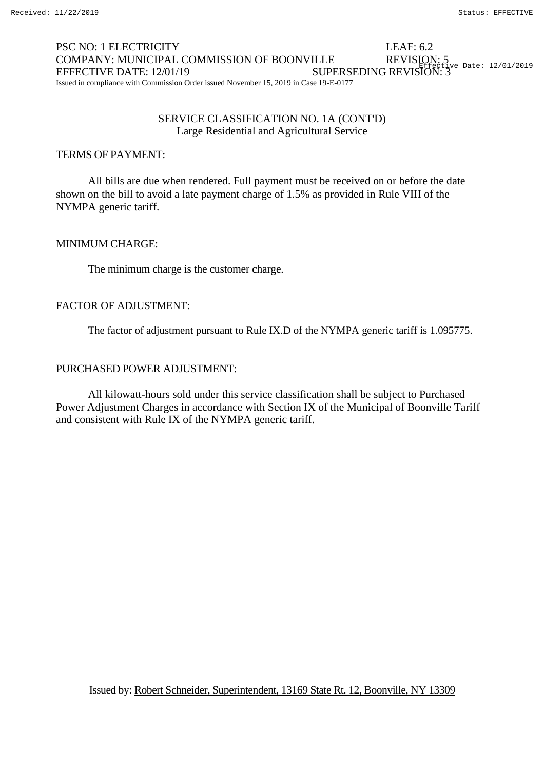PSC NO: 1 ELECTRICITY LEAF: 6.2
COMPANY: MUNICIPAL COMMISSION OF BOONVILLE REVISION: 5
EFFECTIVE DATE: 12/01/19 SUPERSEDING REVISION: 3
Issued in compliance with Commission Order issued November 15, 2019 in Case 19-E-0177

SERVICE CLASSIFICATION NO. 1A (CONT'D)
Large Residential and Agricultural Service

TERMS OF PAYMENT:

All bills are due when rendered. Full payment must be received on or before the date shown on the bill to avoid a late payment charge of 1.5% as provided in Rule VIII of the NYMPA generic tariff.

MINIMUM CHARGE:

The minimum charge is the customer charge.

FACTOR OF ADJUSTMENT:

The factor of adjustment pursuant to Rule IX.D of the NYMPA generic tariff is 1.095775.

PURCHASED POWER ADJUSTMENT:

All kilowatt-hours sold under this service classification shall be subject to Purchased Power Adjustment Charges in accordance with Section IX of the Municipal of Boonville Tariff and consistent with Rule IX of the NYMPA generic tariff.

Issued by: Robert Schneider, Superintendent, 13169 State Rt. 12, Boonville, NY 13309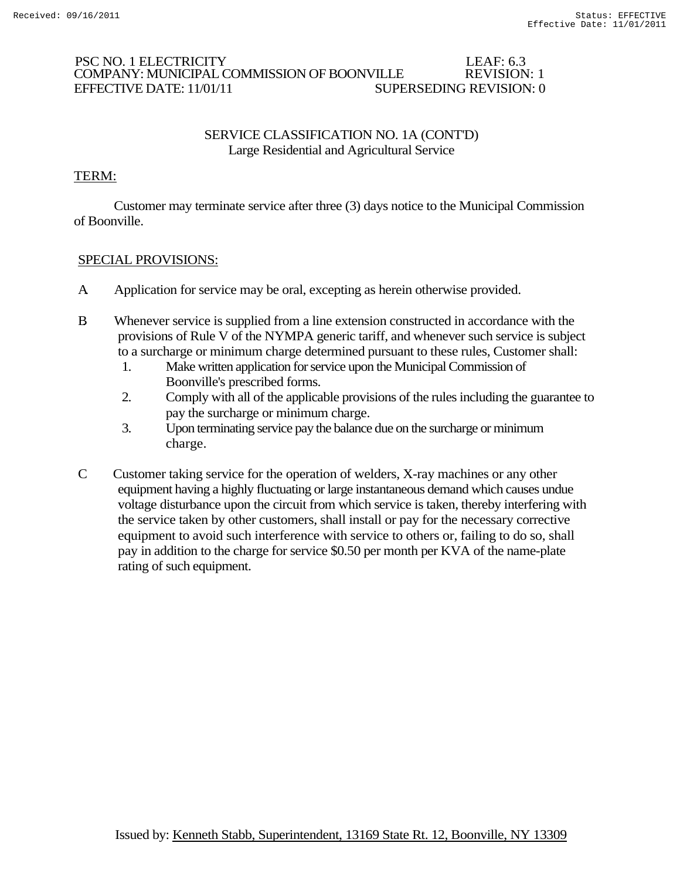PSC NO. 1 ELECTRICITY LEAF: 6.3
COMPANY: MUNICIPAL COMMISSION OF BOONVILLE REVISION: 1
EFFECTIVE DATE: 11/01/11 SUPERSEDING REVISION: 0

## SERVICE CLASSIFICATION NO. 1A (CONT'D)
### Large Residential and Agricultural Service

TERM:

Customer may terminate service after three (3) days notice to the Municipal Commission of Boonville.

SPECIAL PROVISIONS:

A Application for service may be oral, excepting as herein otherwise provided.

B Whenever service is supplied from a line extension constructed in accordance with the provisions of Rule V of the NYMPA generic tariff, and whenever such service is subject to a surcharge or minimum charge determined pursuant to these rules, Customer shall:

1. Make written application for service upon the Municipal Commission of Boonville's prescribed forms.
2. Comply with all of the applicable provisions of the rules including the guarantee to pay the surcharge or minimum charge.
3. Upon terminating service pay the balance due on the surcharge or minimum charge.

C Customer taking service for the operation of welders, X-ray machines or any other equipment having a highly fluctuating or large instantaneous demand which causes undue voltage disturbance upon the circuit from which service is taken, thereby interfering with the service taken by other customers, shall install or pay for the necessary corrective equipment to avoid such interference with service to others or, failing to do so, shall pay in addition to the charge for service $0.50 per month per KVA of the name-plate rating of such equipment.

Issued by: Kenneth Stabb, Superintendent, 13169 State Rt. 12, Boonville, NY 13309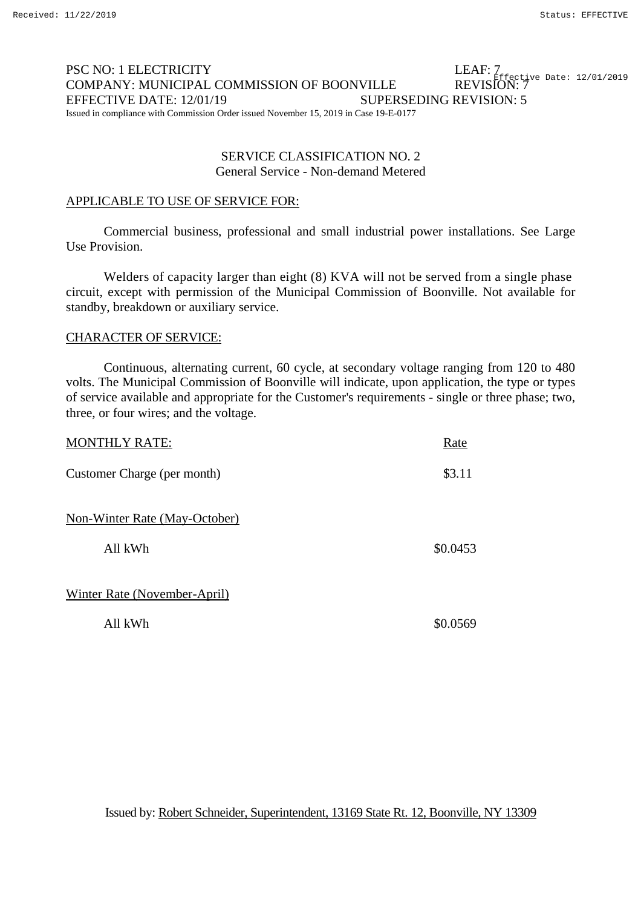PSC NO: 1 ELECTRICITY LEAF: 7
COMPANY: MUNICIPAL COMMISSION OF BOONVILLE REVISION: 7
EFFECTIVE DATE: 12/01/19 SUPERSEDING REVISION: 5
Issued in compliance with Commission Order issued November 15, 2019 in Case 19-E-0177

## SERVICE CLASSIFICATION NO. 2
General Service - Non-demand Metered

APPLICABLE TO USE OF SERVICE FOR:

Commercial business, professional and small industrial power installations. See Large Use Provision.

Welders of capacity larger than eight (8) KVA will not be served from a single phase circuit, except with permission of the Municipal Commission of Boonville. Not available for standby, breakdown or auxiliary service.

CHARACTER OF SERVICE:

Continuous, alternating current, 60 cycle, at secondary voltage ranging from 120 to 480 volts. The Municipal Commission of Boonville will indicate, upon application, the type or types of service available and appropriate for the Customer's requirements - single or three phase; two, three, or four wires; and the voltage.

| MONTHLY RATE: | Rate |
|---|---|
| Customer Charge (per month) | $3.11 |
| Non-Winter Rate (May-October) | |
| All kWh | $0.0453 |
| Winter Rate (November-April) | |
| All kWh | $0.0569 |

Issued by: Robert Schneider, Superintendent, 13169 State Rt. 12, Boonville, NY 13309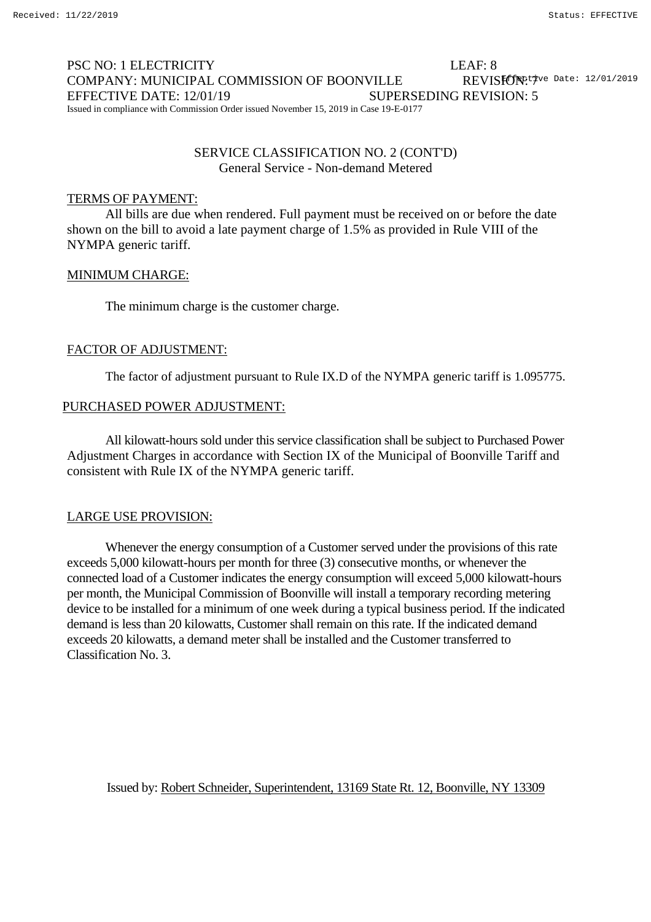PSC NO: 1 ELECTRICITY LEAF: 8
COMPANY: MUNICIPAL COMMISSION OF BOONVILLE REVISION: 7
EFFECTIVE DATE: 12/01/19 SUPERSEDING REVISION: 5
Issued in compliance with Commission Order issued November 15, 2019 in Case 19-E-0177

SERVICE CLASSIFICATION NO. 2 (CONT'D)
General Service - Non-demand Metered

TERMS OF PAYMENT:

All bills are due when rendered. Full payment must be received on or before the date shown on the bill to avoid a late payment charge of 1.5% as provided in Rule VIII of the NYMPA generic tariff.

MINIMUM CHARGE:

The minimum charge is the customer charge.

FACTOR OF ADJUSTMENT:

The factor of adjustment pursuant to Rule IX.D of the NYMPA generic tariff is 1.095775.

PURCHASED POWER ADJUSTMENT:

All kilowatt-hours sold under this service classification shall be subject to Purchased Power Adjustment Charges in accordance with Section IX of the Municipal of Boonville Tariff and consistent with Rule IX of the NYMPA generic tariff.

LARGE USE PROVISION:

Whenever the energy consumption of a Customer served under the provisions of this rate exceeds 5,000 kilowatt-hours per month for three (3) consecutive months, or whenever the connected load of a Customer indicates the energy consumption will exceed 5,000 kilowatt-hours per month, the Municipal Commission of Boonville will install a temporary recording metering device to be installed for a minimum of one week during a typical business period. If the indicated demand is less than 20 kilowatts, Customer shall remain on this rate. If the indicated demand exceeds 20 kilowatts, a demand meter shall be installed and the Customer transferred to Classification No. 3.

Issued by: Robert Schneider, Superintendent, 13169 State Rt. 12, Boonville, NY 13309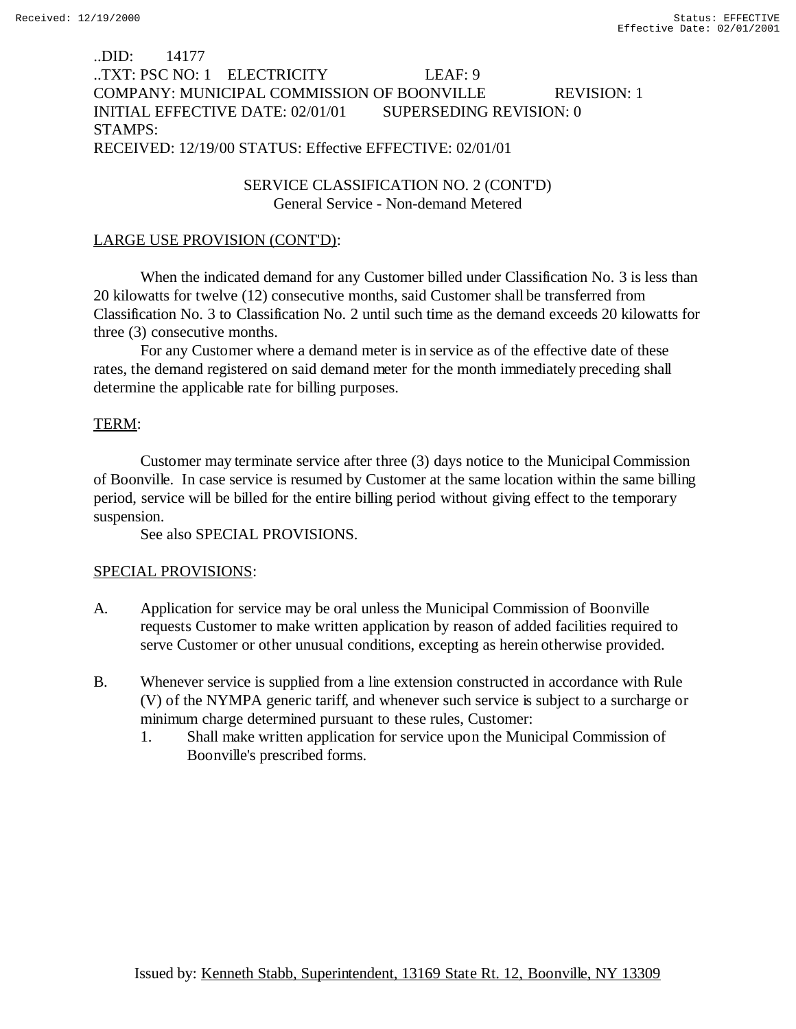..DID: 14177
..TXT: PSC NO: 1 ELECTRICITY LEAF: 9
COMPANY: MUNICIPAL COMMISSION OF BOONVILLE REVISION: 1
INITIAL EFFECTIVE DATE: 02/01/01 SUPERSEDING REVISION: 0
STAMPS:
RECEIVED: 12/19/00 STATUS: Effective EFFECTIVE: 02/01/01

SERVICE CLASSIFICATION NO. 2 (CONT'D)
General Service - Non-demand Metered

LARGE USE PROVISION (CONT'D):

When the indicated demand for any Customer billed under Classification No. 3 is less than 20 kilowatts for twelve (12) consecutive months, said Customer shall be transferred from Classification No. 3 to Classification No. 2 until such time as the demand exceeds 20 kilowatts for three (3) consecutive months.

For any Customer where a demand meter is in service as of the effective date of these rates, the demand registered on said demand meter for the month immediately preceding shall determine the applicable rate for billing purposes.

TERM:

Customer may terminate service after three (3) days notice to the Municipal Commission of Boonville. In case service is resumed by Customer at the same location within the same billing period, service will be billed for the entire billing period without giving effect to the temporary suspension.

See also SPECIAL PROVISIONS.

SPECIAL PROVISIONS:

A. Application for service may be oral unless the Municipal Commission of Boonville requests Customer to make written application by reason of added facilities required to serve Customer or other unusual conditions, excepting as herein otherwise provided.

B. Whenever service is supplied from a line extension constructed in accordance with Rule (V) of the NYMPA generic tariff, and whenever such service is subject to a surcharge or minimum charge determined pursuant to these rules, Customer:
   1. Shall make written application for service upon the Municipal Commission of Boonville's prescribed forms.

Issued by: Kenneth Stabb, Superintendent, 13169 State Rt. 12, Boonville, NY 13309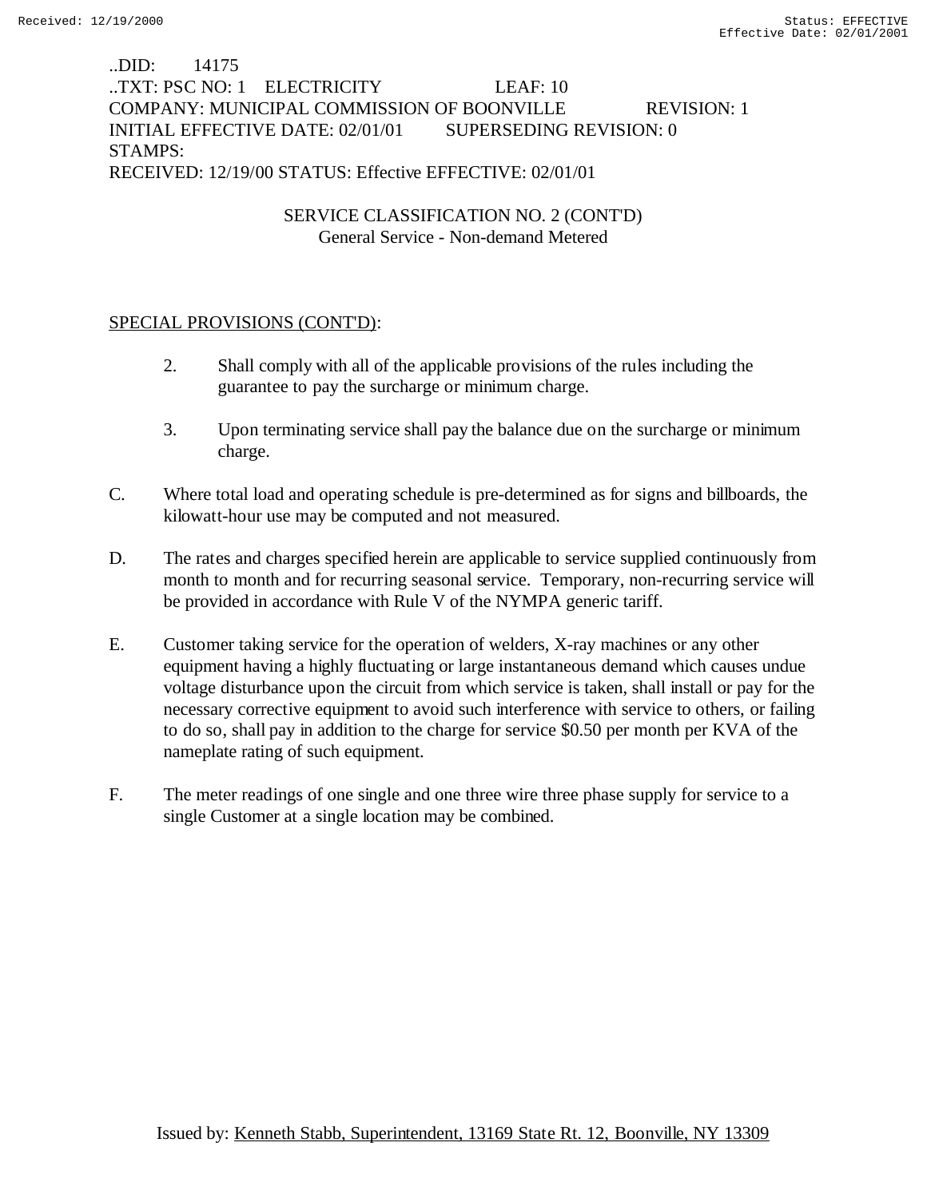..DID: 14175
..TXT: PSC NO: 1 ELECTRICITY LEAF: 10
COMPANY: MUNICIPAL COMMISSION OF BOONVILLE REVISION: 1
INITIAL EFFECTIVE DATE: 02/01/01 SUPERSEDING REVISION: 0
STAMPS:
RECEIVED: 12/19/00 STATUS: Effective EFFECTIVE: 02/01/01

SERVICE CLASSIFICATION NO. 2 (CONT'D)
General Service - Non-demand Metered

SPECIAL PROVISIONS (CONT'D):

2. Shall comply with all of the applicable provisions of the rules including the guarantee to pay the surcharge or minimum charge.

3. Upon terminating service shall pay the balance due on the surcharge or minimum charge.

C. Where total load and operating schedule is pre-determined as for signs and billboards, the kilowatt-hour use may be computed and not measured.

D. The rates and charges specified herein are applicable to service supplied continuously from month to month and for recurring seasonal service. Temporary, non-recurring service will be provided in accordance with Rule V of the NYMPA generic tariff.

E. Customer taking service for the operation of welders, X-ray machines or any other equipment having a highly fluctuating or large instantaneous demand which causes undue voltage disturbance upon the circuit from which service is taken, shall install or pay for the necessary corrective equipment to avoid such interference with service to others, or failing to do so, shall pay in addition to the charge for service $0.50 per month per KVA of the nameplate rating of such equipment.

F. The meter readings of one single and one three wire three phase supply for service to a single Customer at a single location may be combined.

Issued by: Kenneth Stabb, Superintendent, 13169 State Rt. 12, Boonville, NY 13309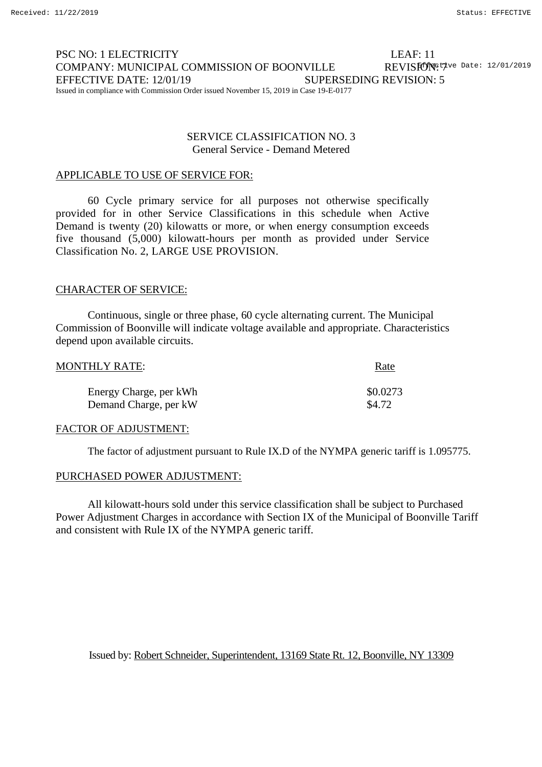PSC NO: 1 ELECTRICITY LEAF: 11
COMPANY: MUNICIPAL COMMISSION OF BOONVILLE REVISION: 7
EFFECTIVE DATE: 12/01/19 SUPERSEDING REVISION: 5
Issued in compliance with Commission Order issued November 15, 2019 in Case 19-E-0177

## SERVICE CLASSIFICATION NO. 3
General Service - Demand Metered

APPLICABLE TO USE OF SERVICE FOR:

60 Cycle primary service for all purposes not otherwise specifically provided for in other Service Classifications in this schedule when Active Demand is twenty (20) kilowatts or more, or when energy consumption exceeds five thousand (5,000) kilowatt-hours per month as provided under Service Classification No. 2, LARGE USE PROVISION.

CHARACTER OF SERVICE:

Continuous, single or three phase, 60 cycle alternating current. The Municipal Commission of Boonville will indicate voltage available and appropriate. Characteristics depend upon available circuits.

| MONTHLY RATE: | Rate |
|---|---|
| Energy Charge, per kWh | $0.0273 |
| Demand Charge, per kW | $4.72 |

FACTOR OF ADJUSTMENT:

The factor of adjustment pursuant to Rule IX.D of the NYMPA generic tariff is 1.095775.

PURCHASED POWER ADJUSTMENT:

All kilowatt-hours sold under this service classification shall be subject to Purchased Power Adjustment Charges in accordance with Section IX of the Municipal of Boonville Tariff and consistent with Rule IX of the NYMPA generic tariff.

Issued by: Robert Schneider, Superintendent, 13169 State Rt. 12, Boonville, NY 13309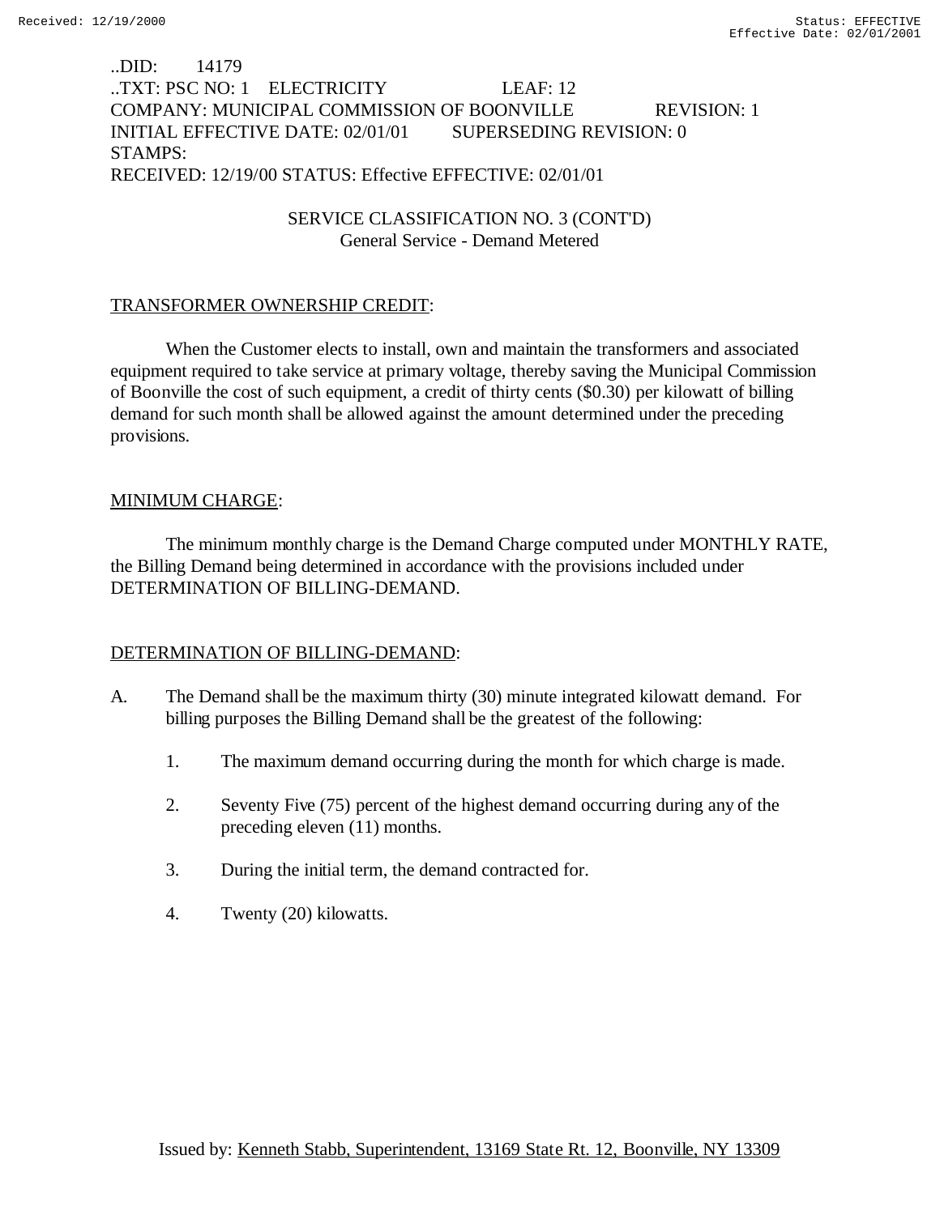..DID: 14179
..TXT: PSC NO: 1 ELECTRICITY LEAF: 12
COMPANY: MUNICIPAL COMMISSION OF BOONVILLE REVISION: 1
INITIAL EFFECTIVE DATE: 02/01/01 SUPERSEDING REVISION: 0
STAMPS:
RECEIVED: 12/19/00 STATUS: Effective EFFECTIVE: 02/01/01

SERVICE CLASSIFICATION NO. 3 (CONT'D)
General Service - Demand Metered

TRANSFORMER OWNERSHIP CREDIT:

When the Customer elects to install, own and maintain the transformers and associated equipment required to take service at primary voltage, thereby saving the Municipal Commission of Boonville the cost of such equipment, a credit of thirty cents ($0.30) per kilowatt of billing demand for such month shall be allowed against the amount determined under the preceding provisions.

MINIMUM CHARGE:

The minimum monthly charge is the Demand Charge computed under MONTHLY RATE, the Billing Demand being determined in accordance with the provisions included under DETERMINATION OF BILLING-DEMAND.

DETERMINATION OF BILLING-DEMAND:

A. The Demand shall be the maximum thirty (30) minute integrated kilowatt demand. For billing purposes the Billing Demand shall be the greatest of the following:

 1. The maximum demand occurring during the month for which charge is made.

 2. Seventy Five (75) percent of the highest demand occurring during any of the preceding eleven (11) months.

 3. During the initial term, the demand contracted for.

 4. Twenty (20) kilowatts.

Issued by: Kenneth Stabb, Superintendent, 13169 State Rt. 12, Boonville, NY 13309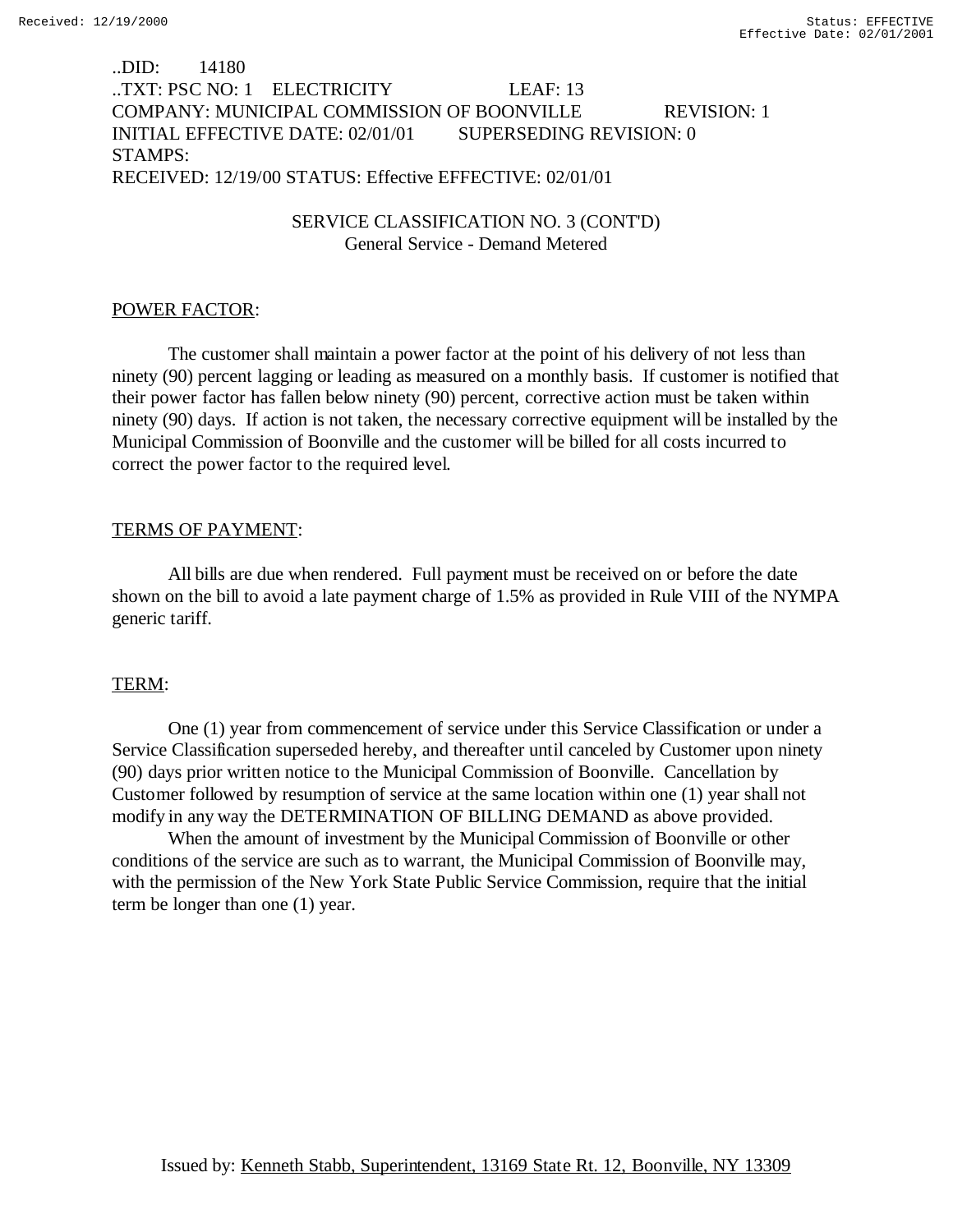..DID: 14180
..TXT: PSC NO: 1 ELECTRICITY LEAF: 13
COMPANY: MUNICIPAL COMMISSION OF BOONVILLE REVISION: 1
INITIAL EFFECTIVE DATE: 02/01/01 SUPERSEDING REVISION: 0
STAMPS:
RECEIVED: 12/19/00 STATUS: Effective EFFECTIVE: 02/01/01

SERVICE CLASSIFICATION NO. 3 (CONT'D)
General Service - Demand Metered

POWER FACTOR:

The customer shall maintain a power factor at the point of his delivery of not less than ninety (90) percent lagging or leading as measured on a monthly basis. If customer is notified that their power factor has fallen below ninety (90) percent, corrective action must be taken within ninety (90) days. If action is not taken, the necessary corrective equipment will be installed by the Municipal Commission of Boonville and the customer will be billed for all costs incurred to correct the power factor to the required level.

TERMS OF PAYMENT:

All bills are due when rendered. Full payment must be received on or before the date shown on the bill to avoid a late payment charge of 1.5% as provided in Rule VIII of the NYMPA generic tariff.

TERM:

One (1) year from commencement of service under this Service Classification or under a Service Classification superseded hereby, and thereafter until canceled by Customer upon ninety (90) days prior written notice to the Municipal Commission of Boonville. Cancellation by Customer followed by resumption of service at the same location within one (1) year shall not modify in any way the DETERMINATION OF BILLING DEMAND as above provided.

When the amount of investment by the Municipal Commission of Boonville or other conditions of the service are such as to warrant, the Municipal Commission of Boonville may, with the permission of the New York State Public Service Commission, require that the initial term be longer than one (1) year.

Issued by: Kenneth Stabb, Superintendent, 13169 State Rt. 12, Boonville, NY 13309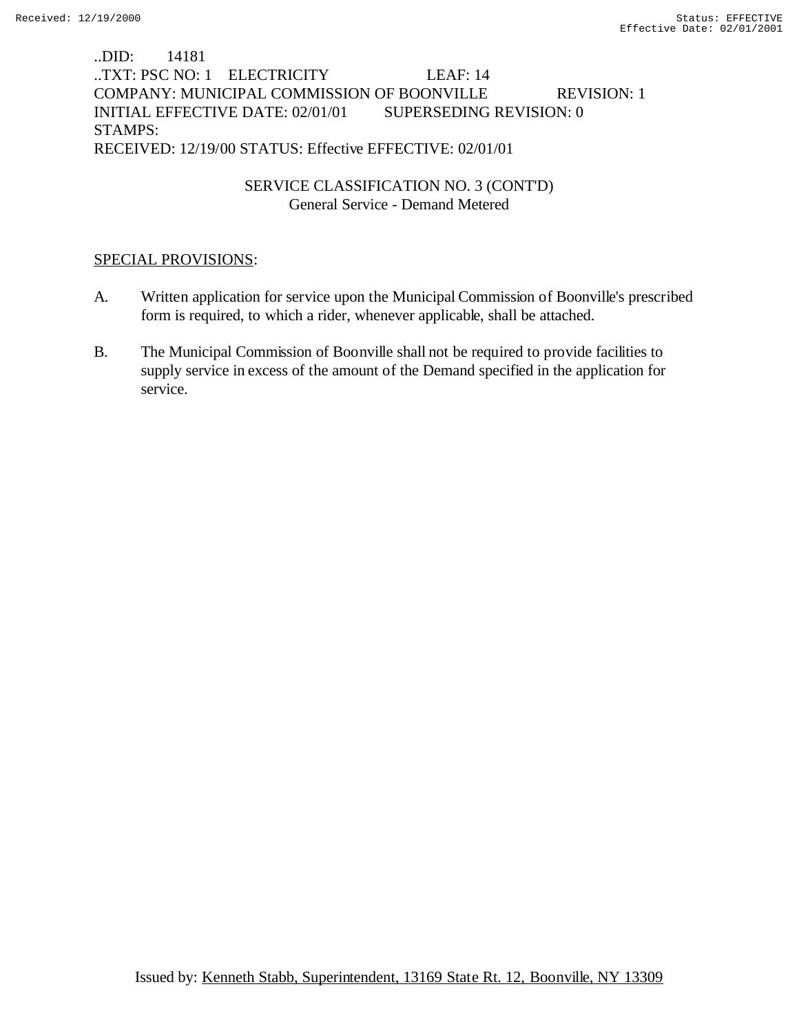..DID: 14181
..TXT: PSC NO: 1 ELECTRICITY LEAF: 14
COMPANY: MUNICIPAL COMMISSION OF BOONVILLE REVISION: 1
INITIAL EFFECTIVE DATE: 02/01/01 SUPERSEDING REVISION: 0
STAMPS:
RECEIVED: 12/19/00 STATUS: Effective EFFECTIVE: 02/01/01

SERVICE CLASSIFICATION NO. 3 (CONT'D)
General Service - Demand Metered

SPECIAL PROVISIONS:

A. Written application for service upon the Municipal Commission of Boonville's prescribed form is required, to which a rider, whenever applicable, shall be attached.

B. The Municipal Commission of Boonville shall not be required to provide facilities to supply service in excess of the amount of the Demand specified in the application for service.

Issued by: Kenneth Stabb, Superintendent, 13169 State Rt. 12, Boonville, NY 13309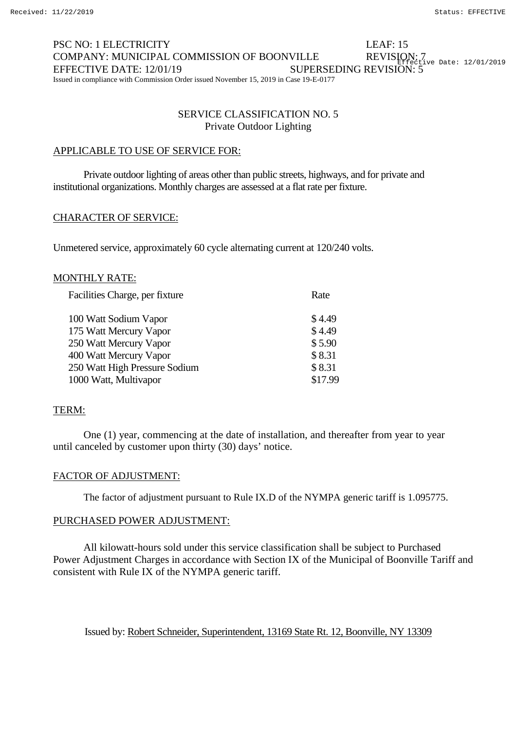PSC NO: 1 ELECTRICITY LEAF: 15
COMPANY: MUNICIPAL COMMISSION OF BOONVILLE REVISION: 7
EFFECTIVE DATE: 12/01/19 SUPERSEDING REVISION: 5
Issued in compliance with Commission Order issued November 15, 2019 in Case 19-E-0177

## SERVICE CLASSIFICATION NO. 5
### Private Outdoor Lighting

APPLICABLE TO USE OF SERVICE FOR:

Private outdoor lighting of areas other than public streets, highways, and for private and institutional organizations. Monthly charges are assessed at a flat rate per fixture.

CHARACTER OF SERVICE:

Unmetered service, approximately 60 cycle alternating current at 120/240 volts.

MONTHLY RATE:

| Facilities Charge, per fixture | Rate |
|---|---|
| 100 Watt Sodium Vapor | $ 4.49 |
| 175 Watt Mercury Vapor | $ 4.49 |
| 250 Watt Mercury Vapor | $ 5.90 |
| 400 Watt Mercury Vapor | $ 8.31 |
| 250 Watt High Pressure Sodium | $ 8.31 |
| 1000 Watt, Multivapor | $17.99 |

TERM:

One (1) year, commencing at the date of installation, and thereafter from year to year until canceled by customer upon thirty (30) days' notice.

FACTOR OF ADJUSTMENT:

The factor of adjustment pursuant to Rule IX.D of the NYMPA generic tariff is 1.095775.

PURCHASED POWER ADJUSTMENT:

All kilowatt-hours sold under this service classification shall be subject to Purchased Power Adjustment Charges in accordance with Section IX of the Municipal of Boonville Tariff and consistent with Rule IX of the NYMPA generic tariff.

Issued by: Robert Schneider, Superintendent, 13169 State Rt. 12, Boonville, NY 13309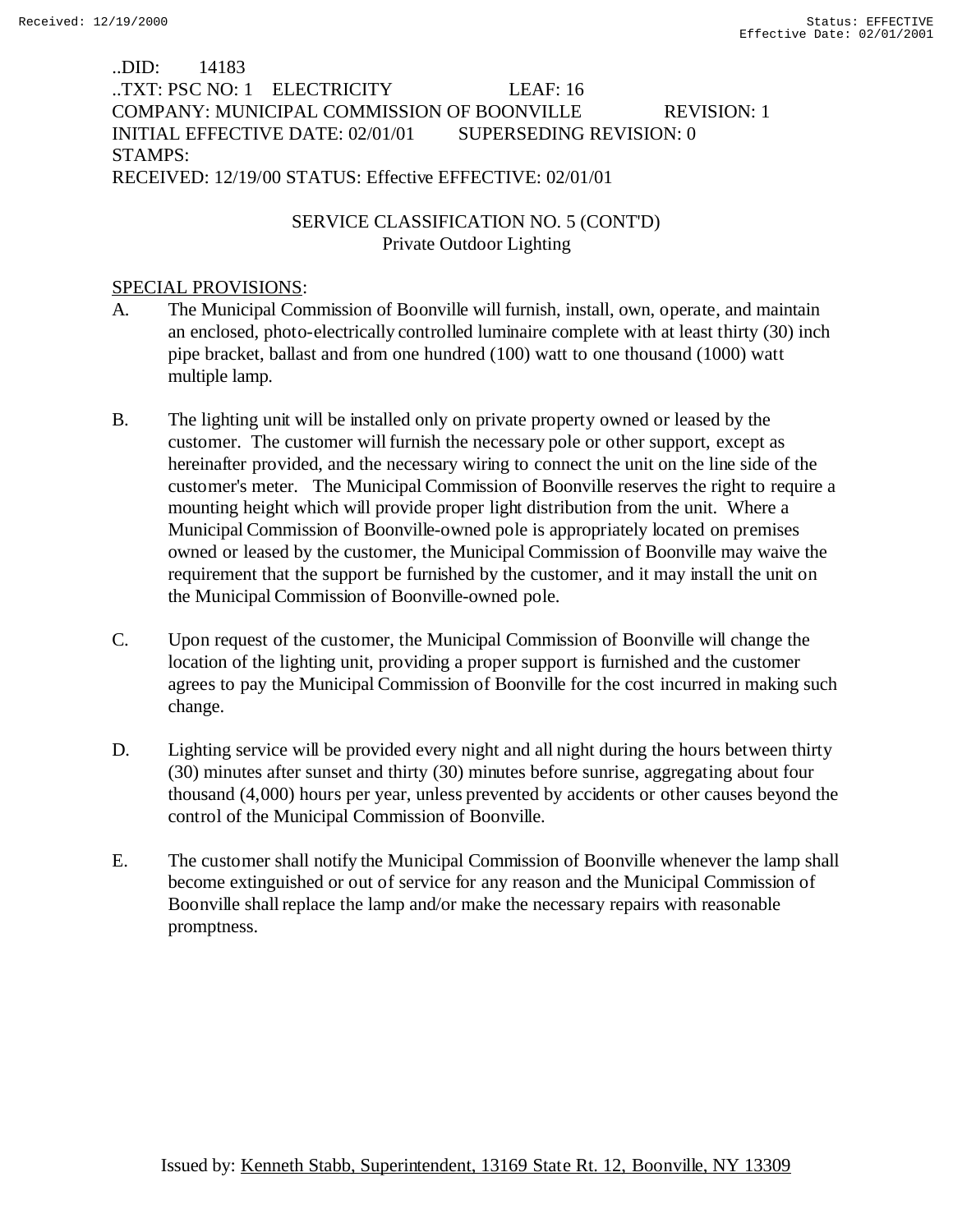..DID: 14183
..TXT: PSC NO: 1 ELECTRICITY LEAF: 16
COMPANY: MUNICIPAL COMMISSION OF BOONVILLE REVISION: 1
INITIAL EFFECTIVE DATE: 02/01/01 SUPERSEDING REVISION: 0
STAMPS:
RECEIVED: 12/19/00 STATUS: Effective EFFECTIVE: 02/01/01

SERVICE CLASSIFICATION NO. 5 (CONT'D)
Private Outdoor Lighting

SPECIAL PROVISIONS:

A. The Municipal Commission of Boonville will furnish, install, own, operate, and maintain an enclosed, photo-electrically controlled luminaire complete with at least thirty (30) inch pipe bracket, ballast and from one hundred (100) watt to one thousand (1000) watt multiple lamp.

B. The lighting unit will be installed only on private property owned or leased by the customer. The customer will furnish the necessary pole or other support, except as hereinafter provided, and the necessary wiring to connect the unit on the line side of the customer's meter. The Municipal Commission of Boonville reserves the right to require a mounting height which will provide proper light distribution from the unit. Where a Municipal Commission of Boonville-owned pole is appropriately located on premises owned or leased by the customer, the Municipal Commission of Boonville may waive the requirement that the support be furnished by the customer, and it may install the unit on the Municipal Commission of Boonville-owned pole.

C. Upon request of the customer, the Municipal Commission of Boonville will change the location of the lighting unit, providing a proper support is furnished and the customer agrees to pay the Municipal Commission of Boonville for the cost incurred in making such change.

D. Lighting service will be provided every night and all night during the hours between thirty (30) minutes after sunset and thirty (30) minutes before sunrise, aggregating about four thousand (4,000) hours per year, unless prevented by accidents or other causes beyond the control of the Municipal Commission of Boonville.

E. The customer shall notify the Municipal Commission of Boonville whenever the lamp shall become extinguished or out of service for any reason and the Municipal Commission of Boonville shall replace the lamp and/or make the necessary repairs with reasonable promptness.

Issued by: Kenneth Stabb, Superintendent, 13169 State Rt. 12, Boonville, NY 13309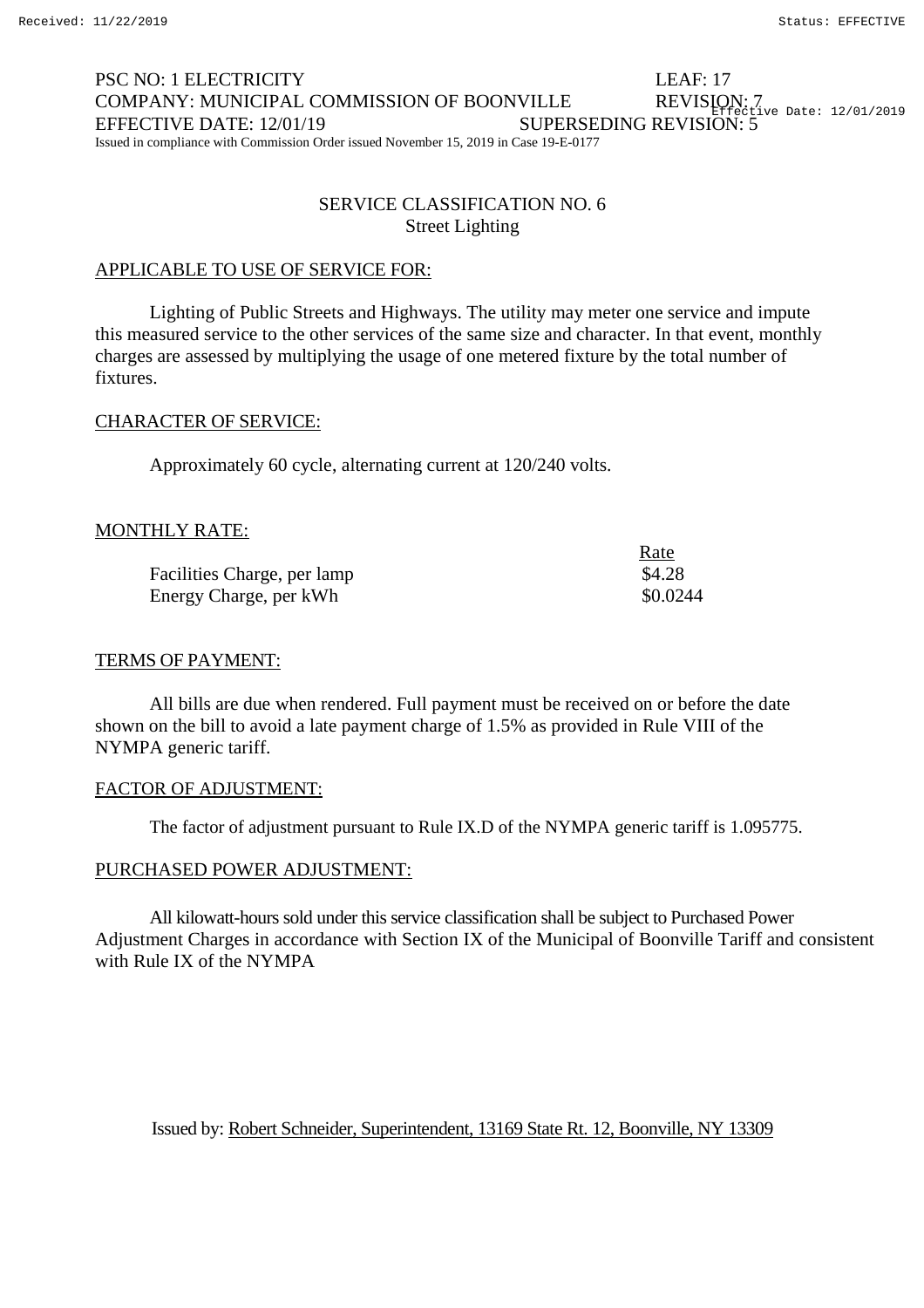PSC NO: 1 ELECTRICITY LEAF: 17
COMPANY: MUNICIPAL COMMISSION OF BOONVILLE REVISION: 7
EFFECTIVE DATE: 12/01/19 SUPERSEDING REVISION: 5
Issued in compliance with Commission Order issued November 15, 2019 in Case 19-E-0177

## SERVICE CLASSIFICATION NO. 6
### Street Lighting

APPLICABLE TO USE OF SERVICE FOR:

Lighting of Public Streets and Highways. The utility may meter one service and impute this measured service to the other services of the same size and character. In that event, monthly charges are assessed by multiplying the usage of one metered fixture by the total number of fixtures.

CHARACTER OF SERVICE:

Approximately 60 cycle, alternating current at 120/240 volts.

MONTHLY RATE:

| | Rate |
|---|---|
| Facilities Charge, per lamp | $4.28 |
| Energy Charge, per kWh | $0.0244 |

TERMS OF PAYMENT:

All bills are due when rendered. Full payment must be received on or before the date shown on the bill to avoid a late payment charge of 1.5% as provided in Rule VIII of the NYMPA generic tariff.

FACTOR OF ADJUSTMENT:

The factor of adjustment pursuant to Rule IX.D of the NYMPA generic tariff is 1.095775.

PURCHASED POWER ADJUSTMENT:

All kilowatt-hours sold under this service classification shall be subject to Purchased Power Adjustment Charges in accordance with Section IX of the Municipal of Boonville Tariff and consistent with Rule IX of the NYMPA

Issued by: Robert Schneider, Superintendent, 13169 State Rt. 12, Boonville, NY 13309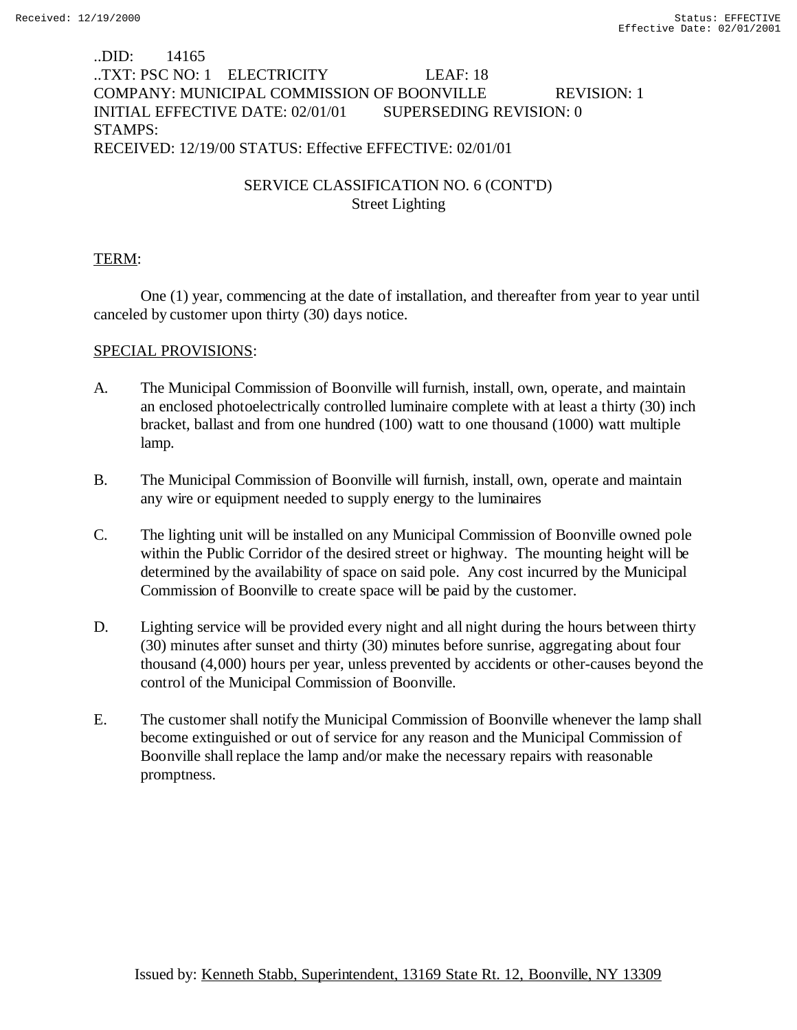..DID: 14165
..TXT: PSC NO: 1 ELECTRICITY LEAF: 18
COMPANY: MUNICIPAL COMMISSION OF BOONVILLE REVISION: 1
INITIAL EFFECTIVE DATE: 02/01/01 SUPERSEDING REVISION: 0
STAMPS:
RECEIVED: 12/19/00 STATUS: Effective EFFECTIVE: 02/01/01

SERVICE CLASSIFICATION NO. 6 (CONT'D)
Street Lighting

TERM:

One (1) year, commencing at the date of installation, and thereafter from year to year until canceled by customer upon thirty (30) days notice.

SPECIAL PROVISIONS:

A. The Municipal Commission of Boonville will furnish, install, own, operate, and maintain an enclosed photoelectrically controlled luminaire complete with at least a thirty (30) inch bracket, ballast and from one hundred (100) watt to one thousand (1000) watt multiple lamp.

B. The Municipal Commission of Boonville will furnish, install, own, operate and maintain any wire or equipment needed to supply energy to the luminaires

C. The lighting unit will be installed on any Municipal Commission of Boonville owned pole within the Public Corridor of the desired street or highway. The mounting height will be determined by the availability of space on said pole. Any cost incurred by the Municipal Commission of Boonville to create space will be paid by the customer.

D. Lighting service will be provided every night and all night during the hours between thirty (30) minutes after sunset and thirty (30) minutes before sunrise, aggregating about four thousand (4,000) hours per year, unless prevented by accidents or other-causes beyond the control of the Municipal Commission of Boonville.

E. The customer shall notify the Municipal Commission of Boonville whenever the lamp shall become extinguished or out of service for any reason and the Municipal Commission of Boonville shall replace the lamp and/or make the necessary repairs with reasonable promptness.

Issued by: Kenneth Stabb, Superintendent, 13169 State Rt. 12, Boonville, NY 13309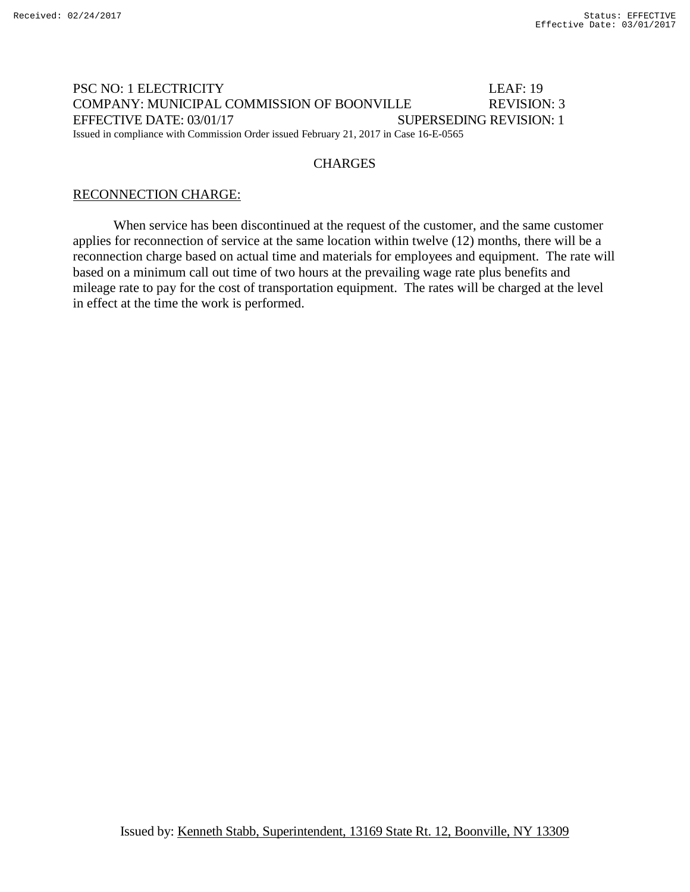PSC NO: 1 ELECTRICITY LEAF: 19
COMPANY: MUNICIPAL COMMISSION OF BOONVILLE REVISION: 3
EFFECTIVE DATE: 03/01/17 SUPERSEDING REVISION: 1
Issued in compliance with Commission Order issued February 21, 2017 in Case 16-E-0565

## CHARGES

RECONNECTION CHARGE:

When service has been discontinued at the request of the customer, and the same customer applies for reconnection of service at the same location within twelve (12) months, there will be a reconnection charge based on actual time and materials for employees and equipment. The rate will based on a minimum call out time of two hours at the prevailing wage rate plus benefits and mileage rate to pay for the cost of transportation equipment. The rates will be charged at the level in effect at the time the work is performed.

Issued by: Kenneth Stabb, Superintendent, 13169 State Rt. 12, Boonville, NY 13309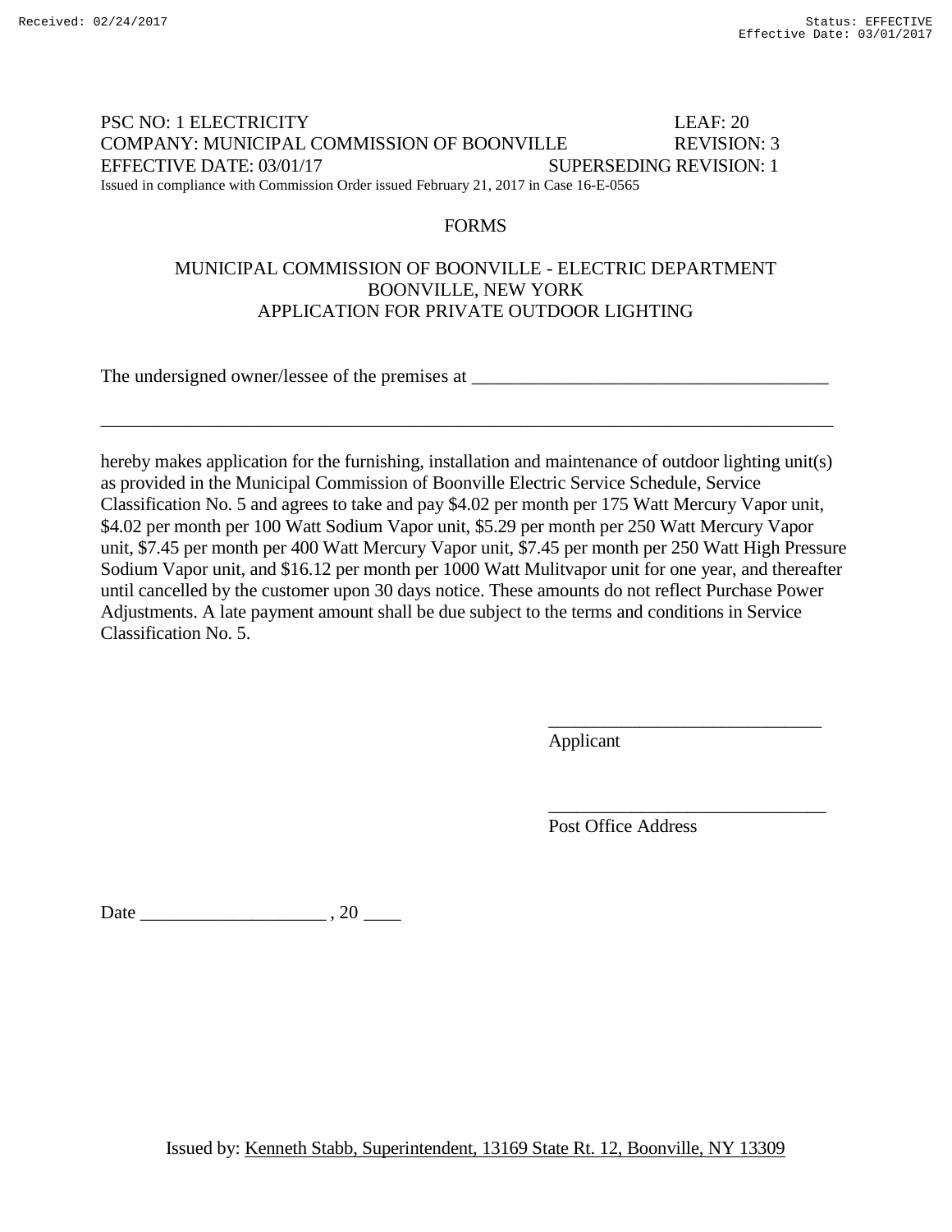Received: 02/24/2017 Status: EFFECTIVE
Effective Date: 03/01/2017

PSC NO: 1 ELECTRICITY LEAF: 20
COMPANY: MUNICIPAL COMMISSION OF BOONVILLE REVISION: 3
EFFECTIVE DATE: 03/01/17 SUPERSEDING REVISION: 1
Issued in compliance with Commission Order issued February 21, 2017 in Case 16-E-0565

## FORMS

### MUNICIPAL COMMISSION OF BOONVILLE - ELECTRIC DEPARTMENT
### BOONVILLE, NEW YORK
### APPLICATION FOR PRIVATE OUTDOOR LIGHTING

The undersigned owner/lessee of the premises at ______________________________________

_________________________________________________________________________________

hereby makes application for the furnishing, installation and maintenance of outdoor lighting unit(s) as provided in the Municipal Commission of Boonville Electric Service Schedule, Service Classification No. 5 and agrees to take and pay $4.02 per month per 175 Watt Mercury Vapor unit, $4.02 per month per 100 Watt Sodium Vapor unit, $5.29 per month per 250 Watt Mercury Vapor unit, $7.45 per month per 400 Watt Mercury Vapor unit, $7.45 per month per 250 Watt High Pressure Sodium Vapor unit, and $16.12 per month per 1000 Watt Mulitvapor unit for one year, and thereafter until cancelled by the customer upon 30 days notice. These amounts do not reflect Purchase Power Adjustments. A late payment amount shall be due subject to the terms and conditions in Service Classification No. 5.

______________________________
Applicant

______________________________
Post Office Address

Date ____________________ , 20 ____

Issued by: Kenneth Stabb, Superintendent, 13169 State Rt. 12, Boonville, NY 13309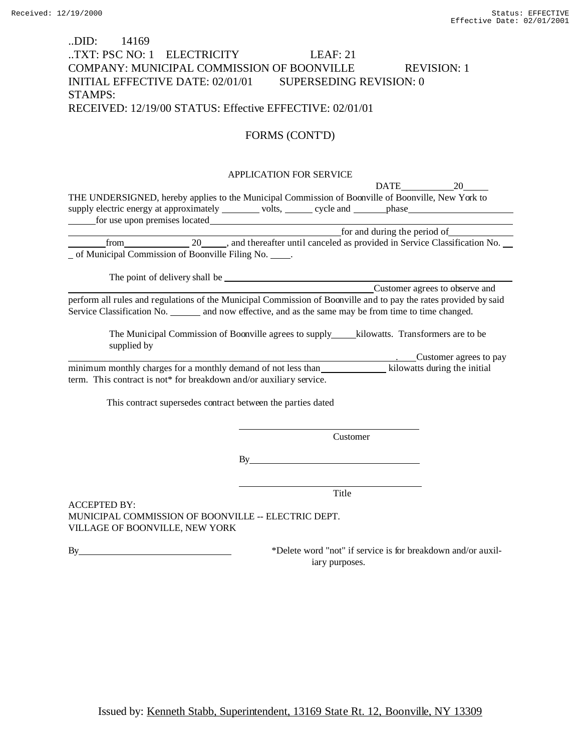..DID: 14169
..TXT: PSC NO: 1 ELECTRICITY LEAF: 21
COMPANY: MUNICIPAL COMMISSION OF BOONVILLE REVISION: 1
INITIAL EFFECTIVE DATE: 02/01/01 SUPERSEDING REVISION: 0
STAMPS:
RECEIVED: 12/19/00 STATUS: Effective EFFECTIVE: 02/01/01

## FORMS (CONT'D)

### APPLICATION FOR SERVICE

DATE__________20_____

THE UNDERSIGNED, hereby applies to the Municipal Commission of Boonville of Boonville, New York to supply electric energy at approximately ________ volts, ______ cycle and _______phase______________________ ______for use upon premises located______________________________________________________ ________________________________________________for and during the period of_____________ ________from_____________ 20_____, and thereafter until canceled as provided in Service Classification No. __ _ of Municipal Commission of Boonville Filing No. ____.

The point of delivery shall be __________________________________________________________ ________________________________________________________________Customer agrees to observe and perform all rules and regulations of the Municipal Commission of Boonville and to pay the rates provided by said Service Classification No. ______ and now effective, and as the same may be from time to time changed.

The Municipal Commission of Boonville agrees to supply_____kilowatts. Transformers are to be supplied by ______________________________________________________________________. ____Customer agrees to pay minimum monthly charges for a monthly demand of not less than_____________ kilowatts during the initial term. This contract is not* for breakdown and/or auxiliary service.

This contract supersedes contract between the parties dated

___________________________________
Customer

By_________________________________

___________________________________
Title

ACCEPTED BY:
MUNICIPAL COMMISSION OF BOONVILLE -- ELECTRIC DEPT.
VILLAGE OF BOONVILLE, NEW YORK

By_______________________________

*Delete word "not" if service is for breakdown and/or auxiliary purposes.

Issued by: Kenneth Stabb, Superintendent, 13169 State Rt. 12, Boonville, NY 13309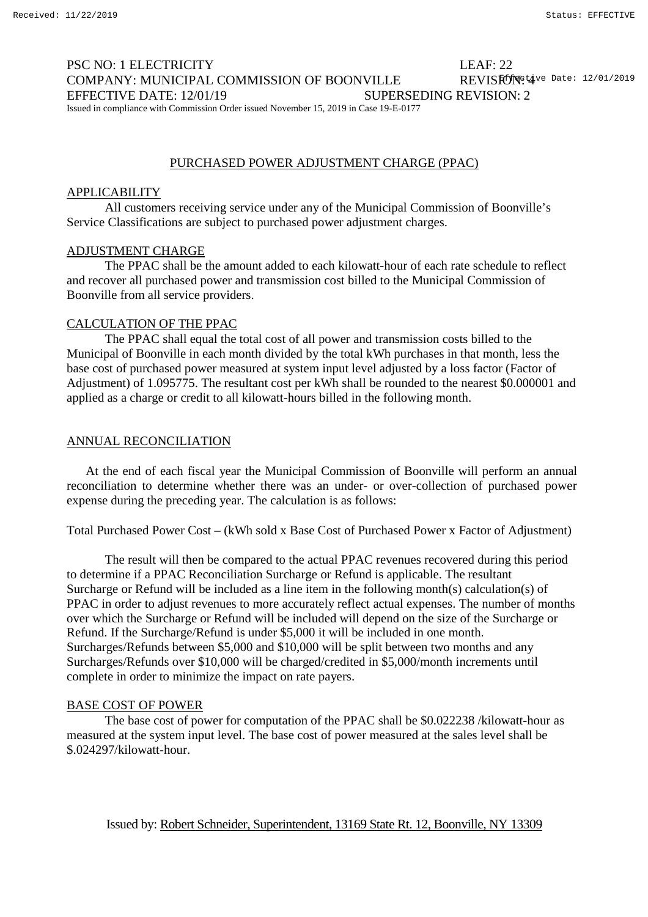PSC NO: 1 ELECTRICITY LEAF: 22
COMPANY: MUNICIPAL COMMISSION OF BOONVILLE REVISION: 4
EFFECTIVE DATE: 12/01/19 SUPERSEDING REVISION: 2
Issued in compliance with Commission Order issued November 15, 2019 in Case 19-E-0177

## PURCHASED POWER ADJUSTMENT CHARGE (PPAC)

### APPLICABILITY

All customers receiving service under any of the Municipal Commission of Boonville's Service Classifications are subject to purchased power adjustment charges.

### ADJUSTMENT CHARGE

The PPAC shall be the amount added to each kilowatt-hour of each rate schedule to reflect and recover all purchased power and transmission cost billed to the Municipal Commission of Boonville from all service providers.

### CALCULATION OF THE PPAC

The PPAC shall equal the total cost of all power and transmission costs billed to the Municipal of Boonville in each month divided by the total kWh purchases in that month, less the base cost of purchased power measured at system input level adjusted by a loss factor (Factor of Adjustment) of 1.095775. The resultant cost per kWh shall be rounded to the nearest $0.000001 and applied as a charge or credit to all kilowatt-hours billed in the following month.

### ANNUAL RECONCILIATION

At the end of each fiscal year the Municipal Commission of Boonville will perform an annual reconciliation to determine whether there was an under- or over-collection of purchased power expense during the preceding year. The calculation is as follows:

Total Purchased Power Cost – (kWh sold x Base Cost of Purchased Power x Factor of Adjustment)

The result will then be compared to the actual PPAC revenues recovered during this period to determine if a PPAC Reconciliation Surcharge or Refund is applicable. The resultant Surcharge or Refund will be included as a line item in the following month(s) calculation(s) of PPAC in order to adjust revenues to more accurately reflect actual expenses. The number of months over which the Surcharge or Refund will be included will depend on the size of the Surcharge or Refund. If the Surcharge/Refund is under $5,000 it will be included in one month. Surcharges/Refunds between $5,000 and $10,000 will be split between two months and any Surcharges/Refunds over $10,000 will be charged/credited in $5,000/month increments until complete in order to minimize the impact on rate payers.

### BASE COST OF POWER

The base cost of power for computation of the PPAC shall be $0.022238 /kilowatt-hour as measured at the system input level. The base cost of power measured at the sales level shall be $.024297/kilowatt-hour.

Issued by: Robert Schneider, Superintendent, 13169 State Rt. 12, Boonville, NY 13309